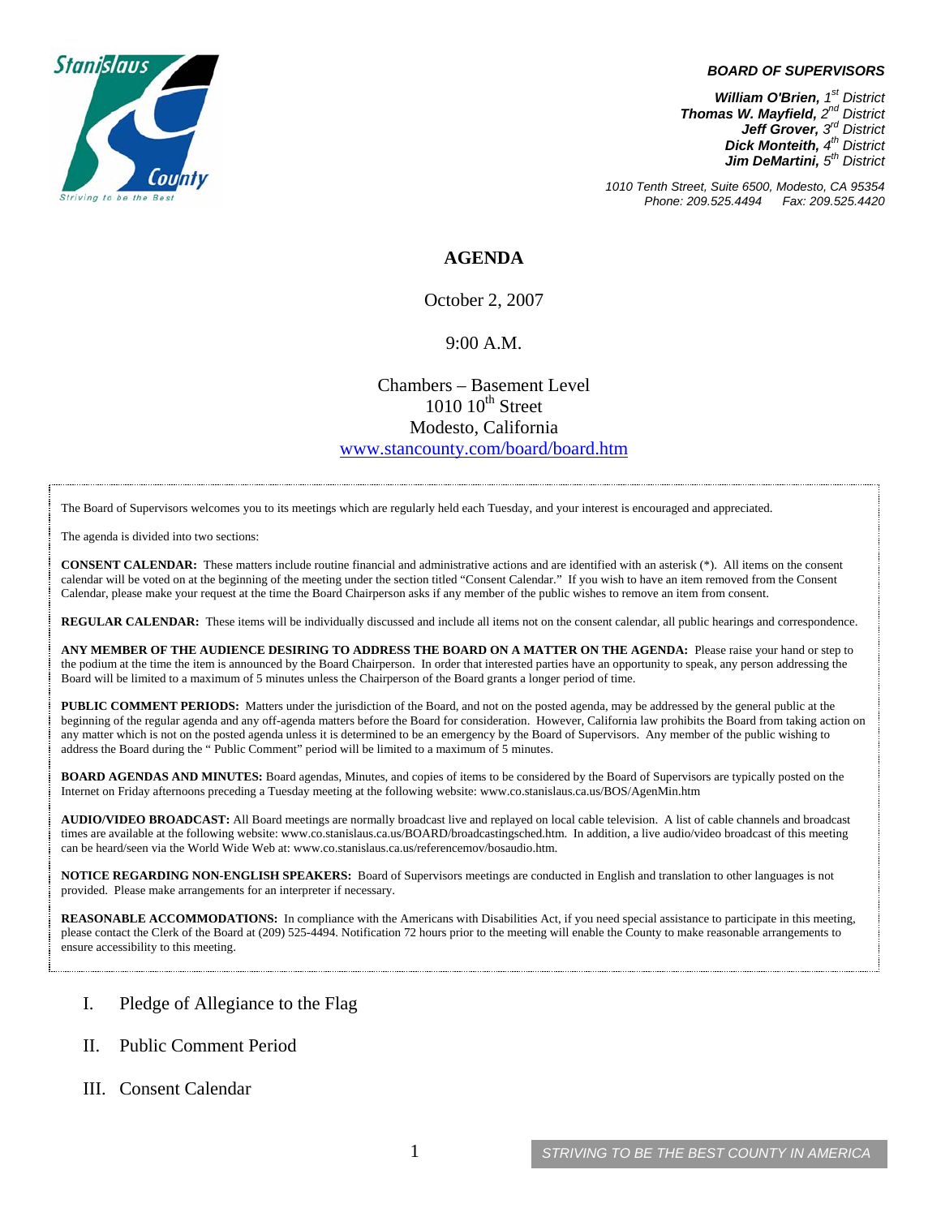**BOARD OF SUPERVISORS**

***William O'Brien,*** *1st District*
***Thomas W. Mayfield,*** *2nd District*
***Jeff Grover,*** *3rd District*
***Dick Monteith,*** *4th District*
***Jim DeMartini,*** *5th District*

*1010 Tenth Street, Suite 6500, Modesto, CA 95354*
*Phone: 209.525.4494     Fax: 209.525.4420*

# AGENDA

October 2, 2007

9:00 A.M.

Chambers – Basement Level
1010 10th Street
Modesto, California
[www.stancounty.com/board/board.htm](www.stancounty.com/board/board.htm)

The Board of Supervisors welcomes you to its meetings which are regularly held each Tuesday, and your interest is encouraged and appreciated.

The agenda is divided into two sections:

**CONSENT CALENDAR:** These matters include routine financial and administrative actions and are identified with an asterisk (*). All items on the consent calendar will be voted on at the beginning of the meeting under the section titled "Consent Calendar." If you wish to have an item removed from the Consent Calendar, please make your request at the time the Board Chairperson asks if any member of the public wishes to remove an item from consent.

**REGULAR CALENDAR:** These items will be individually discussed and include all items not on the consent calendar, all public hearings and correspondence.

**ANY MEMBER OF THE AUDIENCE DESIRING TO ADDRESS THE BOARD ON A MATTER ON THE AGENDA:** Please raise your hand or step to the podium at the time the item is announced by the Board Chairperson. In order that interested parties have an opportunity to speak, any person addressing the Board will be limited to a maximum of 5 minutes unless the Chairperson of the Board grants a longer period of time.

**PUBLIC COMMENT PERIODS:** Matters under the jurisdiction of the Board, and not on the posted agenda, may be addressed by the general public at the beginning of the regular agenda and any off-agenda matters before the Board for consideration. However, California law prohibits the Board from taking action on any matter which is not on the posted agenda unless it is determined to be an emergency by the Board of Supervisors. Any member of the public wishing to address the Board during the " Public Comment" period will be limited to a maximum of 5 minutes.

**BOARD AGENDAS AND MINUTES:** Board agendas, Minutes, and copies of items to be considered by the Board of Supervisors are typically posted on the Internet on Friday afternoons preceding a Tuesday meeting at the following website: www.co.stanislaus.ca.us/BOS/AgenMin.htm

**AUDIO/VIDEO BROADCAST:** All Board meetings are normally broadcast live and replayed on local cable television. A list of cable channels and broadcast times are available at the following website: www.co.stanislaus.ca.us/BOARD/broadcastingsched.htm. In addition, a live audio/video broadcast of this meeting can be heard/seen via the World Wide Web at: www.co.stanislaus.ca.us/referencemov/bosaudio.htm.

**NOTICE REGARDING NON-ENGLISH SPEAKERS:** Board of Supervisors meetings are conducted in English and translation to other languages is not provided. Please make arrangements for an interpreter if necessary.

**REASONABLE ACCOMMODATIONS:** In compliance with the Americans with Disabilities Act, if you need special assistance to participate in this meeting, please contact the Clerk of the Board at (209) 525-4494. Notification 72 hours prior to the meeting will enable the County to make reasonable arrangements to ensure accessibility to this meeting.

I. Pledge of Allegiance to the Flag

II. Public Comment Period

III. Consent Calendar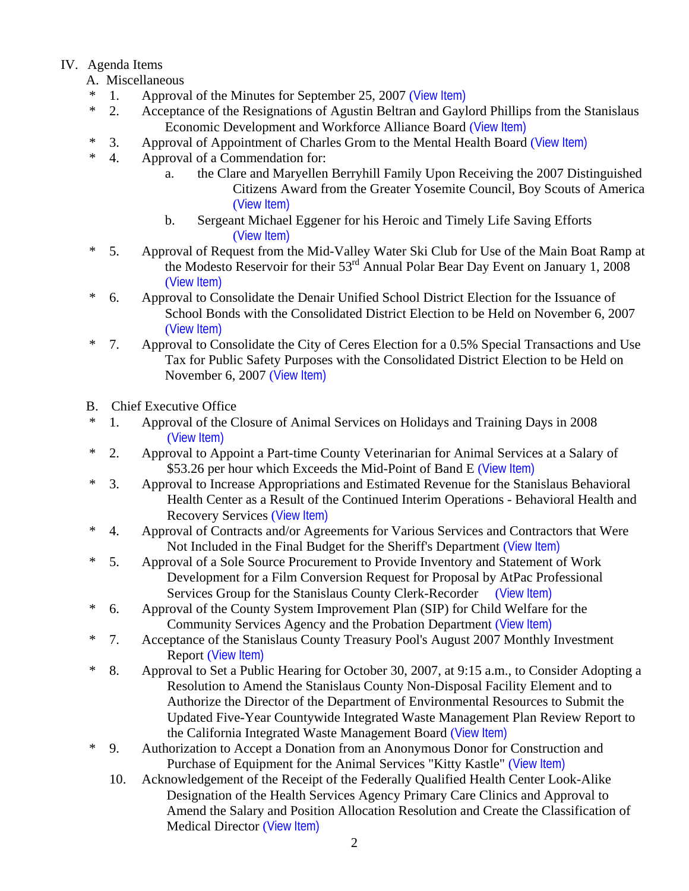IV. Agenda Items

A. Miscellaneous

- \* 1. Approval of the Minutes for September 25, 2007 (View Item)
- \* 2. Acceptance of the Resignations of Agustin Beltran and Gaylord Phillips from the Stanislaus Economic Development and Workforce Alliance Board (View Item)
- \* 3. Approval of Appointment of Charles Grom to the Mental Health Board (View Item)
- \* 4. Approval of a Commendation for:
  - a. the Clare and Maryellen Berryhill Family Upon Receiving the 2007 Distinguished Citizens Award from the Greater Yosemite Council, Boy Scouts of America (View Item)
  - b. Sergeant Michael Eggener for his Heroic and Timely Life Saving Efforts (View Item)
- \* 5. Approval of Request from the Mid-Valley Water Ski Club for Use of the Main Boat Ramp at the Modesto Reservoir for their 53rd Annual Polar Bear Day Event on January 1, 2008 (View Item)
- \* 6. Approval to Consolidate the Denair Unified School District Election for the Issuance of School Bonds with the Consolidated District Election to be Held on November 6, 2007 (View Item)
- \* 7. Approval to Consolidate the City of Ceres Election for a 0.5% Special Transactions and Use Tax for Public Safety Purposes with the Consolidated District Election to be Held on November 6, 2007 (View Item)

B. Chief Executive Office

- \* 1. Approval of the Closure of Animal Services on Holidays and Training Days in 2008 (View Item)
- \* 2. Approval to Appoint a Part-time County Veterinarian for Animal Services at a Salary of $53.26 per hour which Exceeds the Mid-Point of Band E (View Item)
- \* 3. Approval to Increase Appropriations and Estimated Revenue for the Stanislaus Behavioral Health Center as a Result of the Continued Interim Operations - Behavioral Health and Recovery Services (View Item)
- \* 4. Approval of Contracts and/or Agreements for Various Services and Contractors that Were Not Included in the Final Budget for the Sheriff's Department (View Item)
- \* 5. Approval of a Sole Source Procurement to Provide Inventory and Statement of Work Development for a Film Conversion Request for Proposal by AtPac Professional Services Group for the Stanislaus County Clerk-Recorder (View Item)
- \* 6. Approval of the County System Improvement Plan (SIP) for Child Welfare for the Community Services Agency and the Probation Department (View Item)
- \* 7. Acceptance of the Stanislaus County Treasury Pool's August 2007 Monthly Investment Report (View Item)
- \* 8. Approval to Set a Public Hearing for October 30, 2007, at 9:15 a.m., to Consider Adopting a Resolution to Amend the Stanislaus County Non-Disposal Facility Element and to Authorize the Director of the Department of Environmental Resources to Submit the Updated Five-Year Countywide Integrated Waste Management Plan Review Report to the California Integrated Waste Management Board (View Item)
- \* 9. Authorization to Accept a Donation from an Anonymous Donor for Construction and Purchase of Equipment for the Animal Services "Kitty Kastle" (View Item)
- 10. Acknowledgement of the Receipt of the Federally Qualified Health Center Look-Alike Designation of the Health Services Agency Primary Care Clinics and Approval to Amend the Salary and Position Allocation Resolution and Create the Classification of Medical Director (View Item)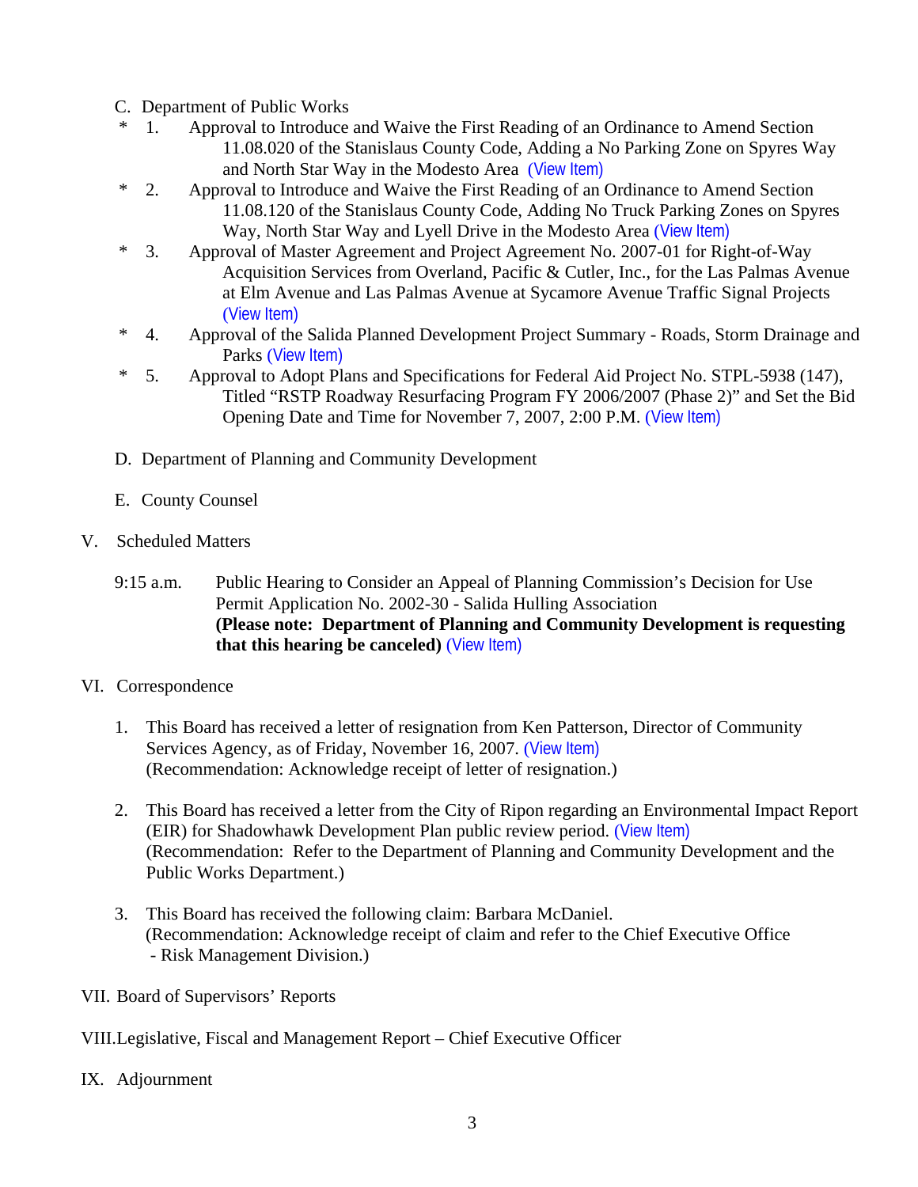C. Department of Public Works

- \* 1. Approval to Introduce and Waive the First Reading of an Ordinance to Amend Section 11.08.020 of the Stanislaus County Code, Adding a No Parking Zone on Spyres Way and North Star Way in the Modesto Area (View Item)
- \* 2. Approval to Introduce and Waive the First Reading of an Ordinance to Amend Section 11.08.120 of the Stanislaus County Code, Adding No Truck Parking Zones on Spyres Way, North Star Way and Lyell Drive in the Modesto Area (View Item)
- \* 3. Approval of Master Agreement and Project Agreement No. 2007-01 for Right-of-Way Acquisition Services from Overland, Pacific & Cutler, Inc., for the Las Palmas Avenue at Elm Avenue and Las Palmas Avenue at Sycamore Avenue Traffic Signal Projects (View Item)
- \* 4. Approval of the Salida Planned Development Project Summary - Roads, Storm Drainage and Parks (View Item)
- \* 5. Approval to Adopt Plans and Specifications for Federal Aid Project No. STPL-5938 (147), Titled "RSTP Roadway Resurfacing Program FY 2006/2007 (Phase 2)" and Set the Bid Opening Date and Time for November 7, 2007, 2:00 P.M. (View Item)

D. Department of Planning and Community Development

E. County Counsel

V. Scheduled Matters

9:15 a.m. Public Hearing to Consider an Appeal of Planning Commission's Decision for Use Permit Application No. 2002-30 - Salida Hulling Association **(Please note: Department of Planning and Community Development is requesting that this hearing be canceled)** (View Item)

VI. Correspondence

1. This Board has received a letter of resignation from Ken Patterson, Director of Community Services Agency, as of Friday, November 16, 2007. (View Item)
   (Recommendation: Acknowledge receipt of letter of resignation.)

2. This Board has received a letter from the City of Ripon regarding an Environmental Impact Report (EIR) for Shadowhawk Development Plan public review period. (View Item)
   (Recommendation: Refer to the Department of Planning and Community Development and the Public Works Department.)

3. This Board has received the following claim: Barbara McDaniel.
   (Recommendation: Acknowledge receipt of claim and refer to the Chief Executive Office - Risk Management Division.)

VII. Board of Supervisors' Reports

VIII. Legislative, Fiscal and Management Report – Chief Executive Officer

IX. Adjournment